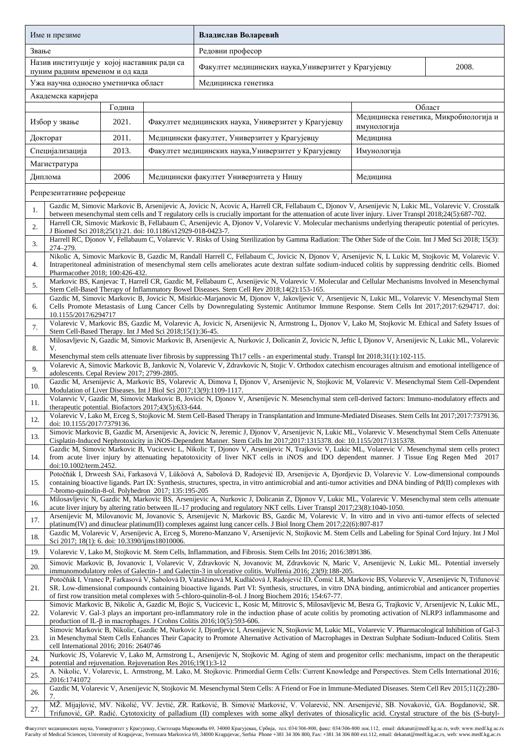| Име и презиме | Владислав Воларевић | |
|---|---|---|
| Звање | Редовни професор | |
| Назив институције у којој наставник ради са пуним радним временом и од када | Факултет медицинских наука,Универзитет у Крагујевцу | 2008. |
| Ужа научна односно уметничка област | Медицинска генетика | |

Академска каријера

| | Година | | Област |
|---|---|---|---|
| Избор у звање | 2021. | Факултет медицинских наука, Универзитет у Крагујевцу | Медицинска генетика, Микробиологија и имунологија |
| Докторат | 2011. | Медицински факултет, Универзитет у Крагујевцу | Медицина |
| Специјализација | 2013. | Факултет медицинских наука,Универзитет у Крагујевцу | Имунологија |
| Магистратура | | | |
| Диплома | 2006 | Медицински факултет Универзитета у Нишу | Медицина |

Репрезентативне референце

| | |
|---|---|
| 1. | Gazdic M, Simovic Markovic B, Arsenijevic A, Jovicic N, Acovic A, Harrell CR, Fellabaum C, Djonov V, Arsenijevic N, Lukic ML, Volarevic V. Crosstalk between mesenchymal stem cells and T regulatory cells is crucially important for the attenuation of acute liver injury. Liver Transpl 2018;24(5):687-702. |
| 2. | Harrell CR, Simovic Markovic B, Fellabaum C, Arsenijevic A, Djonov V, Volarevic V. Molecular mechanisms underlying therapeutic potential of pericytes. J Biomed Sci 2018;25(1):21. doi: 10.1186/s12929-018-0423-7. |
| 3. | Harrell RC, Djonov V, Fellabaum C, Volarevic V. Risks of Using Sterilization by Gamma Radiation: The Other Side of the Coin. Int J Med Sci 2018; 15(3): 274–279. |
| 4. | Nikolic A, Simovic Markovic B, Gazdic M, Randall Harrell C, Fellabaum C, Jovicic N, Djonov V, Arsenijevic N, L Lukic M, Stojkovic M, Volarevic V. Intraperitoneal administration of mesenchymal stem cells ameliorates acute dextran sulfate sodium-induced colitis by suppressing dendritic cells. Biomed Pharmacother 2018; 100:426-432. |
| 5. | Markovic BS, Kanjevac T, Harrell CR, Gazdic M, Fellabaum C, Arsenijevic N, Volarevic V. Molecular and Cellular Mechanisms Involved in Mesenchymal Stem Cell-Based Therapy of Inflammatory Bowel Diseases. Stem Cell Rev 2018;14(2):153-165. |
| 6. | Gazdic M, Simovic Markovic B, Jovicic N, Misirkic-Marjanovic M, Djonov V, Jakovljevic V, Arsenijevic N, Lukic ML, Volarevic V. Mesenchymal Stem Cells Promote Metastasis of Lung Cancer Cells by Downregulating Systemic Antitumor Immune Response. Stem Cells Int 2017;2017:6294717. doi: 10.1155/2017/6294717 |
| 7. | Volarevic V, Markovic BS, Gazdic M, Volarevic A, Jovicic N, Arsenijevic N, Armstrong L, Djonov V, Lako M, Stojkovic M. Ethical and Safety Issues of Stem Cell-Based Therapy. Int J Med Sci 2018;15(1):36-45. |
| 8. | Milosavljevic N, Gazdic M, Simovic Markovic B, Arsenijevic A, Nurkovic J, Dolicanin Z, Jovicic N, Jeftic I, Djonov V, Arsenijevic N, Lukic ML, Volarevic V. Mesenchymal stem cells attenuate liver fibrosis by suppressing Th17 cells - an experimental study. Transpl Int 2018;31(1):102-115. |
| 9. | Volarevic A, Simovic Markovic B, Jankovic N, Volarevic V, Zdravkovic N, Stojic V. Orthodox catechism encourages altruism and emotional intelligence of adolescents. Cepal Review 2017; 2799-2805. |
| 10. | Gazdic M, Arsenijevic A, Markovic BS, Volarevic A, Dimova I, Djonov V, Arsenijevic N, Stojkovic M, Volarevic V. Mesenchymal Stem Cell-Dependent Modulation of Liver Diseases. Int J Biol Sci 2017;13(9):1109-1117. |
| 11. | Volarevic V, Gazdic M, Simovic Markovic B, Jovicic N, Djonov V, Arsenijevic N. Mesenchymal stem cell-derived factors: Immuno-modulatory effects and therapeutic potential. Biofactors 2017;43(5):633-644. |
| 12. | Volarevic V, Lako M, Erceg S, Stojkovic M. Stem Cell-Based Therapy in Transplantation and Immune-Mediated Diseases. Stem Cells Int 2017;2017:7379136. doi: 10.1155/2017/7379136. |
| 13. | Simovic Markovic B, Gazdic M, Arsenijevic A, Jovicic N, Jeremic J, Djonov V, Arsenijevic N, Lukic ML, Volarevic V. Mesenchymal Stem Cells Attenuate Cisplatin-Induced Nephrotoxicity in iNOS-Dependent Manner. Stem Cells Int 2017;2017:1315378. doi: 10.1155/2017/1315378. |
| 14. | Gazdic M, Simovic Markovic B, Vucicevic L, Nikolic T, Djonov V, Arsenijevic N, Trajkovic V, Lukic ML, Volarevic V. Mesenchymal stem cells protect from acute liver injury by attenuating hepatotoxicity of liver NKT cells in iNOS and IDO dependent manner. J Tissue Eng Regen Med 2017 doi:10.1002/term.2452. |
| 15. | Potočňák I, Drweesh SAi, Farkasová V, Lüköová A, Sabolová D, Radojević ID, Arsenijevic A, Djordjevic D, Volarevic V. Low-dimensional compounds containing bioactive ligands. Part IX: Synthesis, structures, spectra, in vitro antimicrobial and anti-tumor activities and DNA binding of Pd(II) complexes with 7-bromo-quinolin-8-ol. Polyhedron 2017; 135:195-205 |
| 16. | Milosavljevic N, Gazdic M, Markovic BS, Arsenijevic A, Nurkovic J, Dolicanin Z, Djonov V, Lukic ML, Volarevic V. Mesenchymal stem cells attenuate acute liver injury by altering ratio between IL-17 producing and regulatory NKT cells. Liver Transpl 2017;23(8):1040-1050. |
| 17. | Arsenijevic M, Milovanovic M, Jovanovic S, Arsenijevic N, Markovic BS, Gazdic M, Volarevic V. In vitro and in vivo anti-tumor effects of selected platinum(IV) and dinuclear platinum(II) complexes against lung cancer cells. J Biol Inorg Chem 2017;22(6):807-817 |
| 18. | Gazdic M, Volarevic V, Arsenijevic A, Erceg S, Moreno-Manzano V, Arsenijevic N, Stojkovic M. Stem Cells and Labeling for Spinal Cord Injury. Int J Mol Sci 2017; 18(1): 6. doi: 10.3390/ijms18010006. |
| 19. | Volarevic V, Lako M, Stojkovic M. Stem Cells, Inflammation, and Fibrosis. Stem Cells Int 2016; 2016:3891386. |
| 20. | Simovic Markovic B, Jovanovic I, Volarevic V, Zdravkovic N, Jovanovic M, Zdravkovic N, Maric V, Arsenijevic N, Lukic ML. Potential inversely immunomodulatory roles of Galectin-1 and Galectin-3 in ulcerative colitis. Wulfenia 2016; 23(9):188-205. |
| 21. | Potočňák I, Vranec P, Farkasová V, Sabolová D, Vataščinová M, Kudláčová J, Radojević ID, Čomić LR, Markovic BS, Volarevic V, Arsenijevic N, Trifunović SR. Low-dimensional compounds containing bioactive ligands. Part VI: Synthesis, structures, in vitro DNA binding, antimicrobial and anticancer properties of first row transition metal complexes with 5-chloro-quinolin-8-ol. J Inorg Biochem 2016; 154:67-77. |
| 22. | Simovic Markovic B, Nikolic A, Gazdic M, Bojic S, Vucicevic L, Kosic M, Mitrovic S, Milosavljevic M, Besra G, Trajkovic V, Arsenijevic N, Lukic ML, Volarevic V. Gal-3 plays an important pro-inflammatory role in the induction phase of acute colitis by promoting activation of NLRP3 inflammasome and production of IL-β in macrophages. J Crohns Colitis 2016;10(5):593-606. |
| 23. | Simovic Markovic B, Nikolic, Gazdic M, Nurkovic J, Djordjevic I, Arsenijevic N, Stojkovic M, Lukic ML, Volarevic V. Pharmacological Inhibition of Gal-3 in Mesenchymal Stem Cells Enhances Their Capacity to Promote Alternative Activation of Macrophages in Dextran Sulphate Sodium-Induced Colitis. Stem cell International 2016; 2016: 2640746 |
| 24. | Nurkovic JS, Volarevic V, Lako M, Armstrong L, Arsenijevic N, Stojkovic M. Aging of stem and progenitor cells: mechanisms, impact on the therapeutic potential and rejuvenation. Rejuvenation Res 2016;19(1):3-12 |
| 25. | A. Nikolic, V. Volarevic, L. Armstrong, M. Lako, M. Stojkovic. Primordial Germ Cells: Current Knowledge and Perspectives. Stem Cells International 2016; 2016:1741072 |
| 26. | Gazdic M, Volarevic V, Arsenijevic N, Stojkovic M. Mesenchymal Stem Cells: A Friend or Foe in Immune-Mediated Diseases. Stem Cell Rev 2015;11(2):280-7. |
| 27. | MŽ. Mijajlović, MV. Nikolić, VV. Jevtić, ZR. Ratković, B. Simović Marković, V. Volarević, NN. Arsenijević, SB. Novaković, GA. Bogdanović, SR. Trifunović, GP. Radić. Cytotoxicity of palladium (II) complexes with some alkyl derivates of thiosalicylic acid. Crystal structure of the bis (S-butyl- |

Факултет медицинских наука, Универзитет у Крагујевцу, Светозара Марковића 69, 34000 Крагујевац, Србија, тел.:034/306-800, факс: 034/306-800 лок.112, email: dekanat@medf.kg.ac.rs, web: www.medf.kg.ac.rs
Faculty of Medical Sciences, University of Kragujevac, Svetozara Markovica 69, 34000 Kragujevac, Serbia Phone +381 34 306 800, Fax: +381 34 306 800 ext.112, email: dekanat@medf.kg.ac.rs, web: www.medf.kg.ac.rs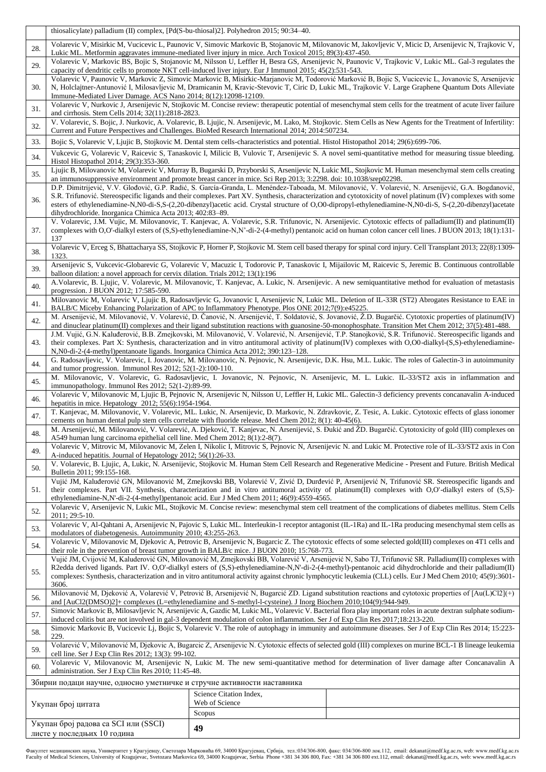|  | thiosalicylate) palladium (II) complex, [Pd(S-bu-thiosal)2]. Polyhedron 2015; 90:34–40. |
|---|---|
| 28. | Volarevic V, Misirkic M, Vucicevic L, Paunovic V, Simovic Markovic B, Stojanovic M, Milovanovic M, Jakovljevic V, Micic D, Arsenijevic N, Trajkovic V, Lukic ML. Metformin aggravates immune-mediated liver injury in mice. Arch Toxicol 2015; 89(3):437-450. |
| 29. | Volarevic V, Markovic BS, Bojic S, Stojanovic M, Nilsson U, Leffler H, Besra GS, Arsenijevic N, Paunovic V, Trajkovic V, Lukic ML. Gal-3 regulates the capacity of dendritic cells to promote NKT cell-induced liver injury. Eur J Immunol 2015; 45(2):531-543. |
| 30. | Volarevic V, Paunovic V, Markovic Z, Simovic Markovic B, Misirkic-Marjanovic M, Todorović Marković B, Bojic S, Vucicevic L, Jovanovic S, Arsenijevic N, Holclajtner-Antunović I, Milosavljevic M, Dramicanin M, Kravic-Stevovic T, Ciric D, Lukic ML, Trajkovic V. Large Graphene Quantum Dots Alleviate Immune-Mediated Liver Damage. ACS Nano 2014; 8(12):12098-12109. |
| 31. | Volarevic V, Nurkovic J, Arsenijevic N, Stojkovic M. Concise review: therapeutic potential of mesenchymal stem cells for the treatment of acute liver failure and cirrhosis. Stem Cells 2014; 32(11):2818-2823. |
| 32. | V. Volarevic, S. Bojic, J. Nurkovic, A. Volarevic, B. Ljujic, N. Arsenijevic, M. Lako, M. Stojkovic. Stem Cells as New Agents for the Treatment of Infertility: Current and Future Perspectives and Challenges. BioMed Research International 2014; 2014:507234. |
| 33. | Bojic S, Volarevic V, Ljujic B, Stojkovic M. Dental stem cells-characteristics and potential. Histol Histopathol 2014; 29(6):699-706. |
| 34. | Vukcevic G, Volarevic V, Raicevic S, Tanaskovic I, Milicic B, Vulovic T, Arsenijevic S. A novel semi-quantitative method for measuring tissue bleeding. Histol Histopathol 2014; 29(3):353-360. |
| 35. | Ljujic B, Milovanovic M, Volarevic V, Murray B, Bugarski D, Przyborski S, Arsenijevic N, Lukic ML, Stojkovic M. Human mesenchymal stem cells creating an immunosuppressive environment and promote breast cancer in mice. Sci Rep 2013; 3:2298. doi: 10.1038/srep02298. |
| 36. | D.P. Dimitrijević, V.V. Glođović, G.P. Radić, S. García-Granda, L. Menéndez-Taboada, M. Milovanović, V. Volarević, N. Arsenijević, G.A. Bogdanović, S.R. Trifunović. Stereospecific ligands and their complexes. Part XV. Synthesis, characterization and cytotoxicity of novel platinum (IV) complexes with some esters of ethylenediamine-N,N0-di-S,S-(2,20-dibenzyl)acetic acid. Crystal structure of O,O0-dipropyl-ethylenediamine-N,N0-di-S, S-(2,20-dibenzyl)acetate dihydrochloride. Inorganica Chimica Acta 2013; 402:83–89. |
| 37. | V. Volarevic, J.M. Vujic, M. Milovanovic, T. Kanjevac, A. Volarevic, S.R. Trifunovic, N. Arsenijevic. Cytotoxic effects of palladium(II) and platinum(II) complexes with O,O'-dialkyl esters of (S,S)-ethylenediamine-N,N'-di-2-(4-methyl) pentanoic acid on human colon cancer cell lines. J BUON 2013; 18(1):131-137 |
| 38. | Volarevic V, Erceg S, Bhattacharya SS, Stojkovic P, Horner P, Stojkovic M. Stem cell based therapy for spinal cord injury. Cell Transplant 2013; 22(8):1309-1323. |
| 39. | Arsenijevic S, Vukcevic-Globarevic G, Volarevic V, Macuzic I, Todorovic P, Tanaskovic I, Mijailovic M, Raicevic S, Jeremic B. Continuous controllable balloon dilation: a novel approach for cervix dilation. Trials 2012; 13(1):196 |
| 40. | A.Volarevic, B. Ljujic, V. Volarevic, M. Milovanovic, T. Kanjevac, A. Lukic, N. Arsenijevic. A new semiquantitative method for evaluation of metastasis progression. J BUON 2012; 17:585-590. |
| 41. | Milovanovic M, Volarevic V, Ljujic B, Radosavljevic G, Jovanovic I, Arsenijevic N, Lukic ML. Deletion of IL-33R (ST2) Abrogates Resistance to EAE in BALB/C Miceby Enhancing Polarization of APC to Inflammatory Phenotype. Plos ONE 2012;7(9):e45225. |
| 42. | M. Arsenijević, M. Milovanović, V. Volarević, D. Čanović, N. Arsenijević, T. Soldatović, S. Jovanović, Ž.D. Bugarčić. Cytotoxic properties of platinum(IV) and dinuclear platinum(II) complexes and their ligand substitution reactions with guanosine-50-monophosphate. Transition Met Chem 2012; 37(5):481-488. |
| 43. | J.M. Vujić, G.N. Kaluđerović, B.B. Zmejkovski, M. Milovanović, V. Volarević, N. Arsenijević, T.P. Stanojković, S.R. Trifunović. Stereospecific ligands and their complexes. Part X: Synthesis, characterization and in vitro antitumoral activity of platinum(IV) complexes with O,O0-dialkyl-(S,S)-ethylenediamine-N,N0-di-2-(4-methyl)pentanoate ligands. Inorganica Chimica Acta 2012; 390:123–128. |
| 44. | G. Radosavljevic, V. Volarevic, I. Jovanovic, M. Milovanovic, N. Pejnovic, N. Arsenijevic, D.K. Hsu, M.L. Lukic. The roles of Galectin-3 in autoimmunity and tumor progression. Immunol Res 2012; 52(1-2):100-110. |
| 45. | M. Milovanovic, V. Volarevic, G. Radosavljevic, I. Jovanovic, N. Pejnovic, N. Arsenijevic, M. L. Lukic. IL-33/ST2 axis in inflammation and immunopathology. Immunol Res 2012; 52(1-2):89-99. |
| 46. | Volarevic V, Milovanovic M, Ljujic B, Pejnovic N, Arsenijevic N, Nilsson U, Leffler H, Lukic ML. Galectin-3 deficiency prevents concanavalin A-induced hepatitis in mice. Hepatology 2012; 55(6):1954-1964. |
| 47. | T. Kanjevac, M. Milovanovic, V. Volarevic, ML. Lukic, N. Arsenijevic, D. Markovic, N. Zdravkovic, Z. Tesic, A. Lukic. Cytotoxic effects of glass ionomer cements on human dental pulp stem cells correlate with fluoride release. Med Chem 2012; 8(1): 40-45(6). |
| 48. | M. Arsenijević, M. Milovanović, V. Volarević, A. Djeković, T. Kanjevac, N. Arsenijević, S. Đukić and ŽD. Bugarčić. Cytotoxicity of gold (III) complexes on A549 human lung carcinoma epithelial cell line. Med Chem 2012; 8(1):2-8(7). |
| 49. | Volarevic V, Mitrovic M, Milovanovic M, Zelen I, Nikolic I, Mitrovic S, Pejnovic N, Arsenijevic N. and Lukic M. Protective role of IL-33/ST2 axis in Con A-induced hepatitis. Journal of Hepatology 2012; 56(1):26-33. |
| 50. | V. Volarevic, B. Ljujic, A, Lukic, N. Arsenijevic, Stojkovic M. Human Stem Cell Research and Regenerative Medicine - Present and Future. British Medical Bulletin 2011; 99:155-168. |
| 51. | Vujić JM, Kaluđerović GN, Milovanović M, Zmejkovski BB, Volarević V, Zivić D, Durđević P, Arsenijević N, Trifunović SR. Stereospecific ligands and their complexes. Part VII. Synthesis, characterization and in vitro antitumoral activity of platinum(II) complexes with O,O'-dialkyl esters of (S,S)-ethylenediamine-N,N'-di-2-(4-methyl)pentanoic acid. Eur J Med Chem 2011; 46(9):4559-4565. |
| 52. | Volarevic V, Arsenijevic N, Lukic ML, Stojkovic M. Concise review: mesenchymal stem cell treatment of the complications of diabetes mellitus. Stem Cells 2011; 29:5-10. |
| 53. | Volarevic V, Al-Qahtani A, Arsenijevic N, Pajovic S, Lukic ML. Interleukin-1 receptor antagonist (IL-1Ra) and IL-1Ra producing mesenchymal stem cells as modulators of diabetogenesis. Autoimmunity 2010; 43:255-263. |
| 54. | Volarevic V, Milovanovic M, Djekovic A, Petrovic B, Arsenijevic N, Bugarcic Z. The cytotoxic effects of some selected gold(III) complexes on 4T1 cells and their role in the prevention of breast tumor growth in BALB/c mice. J BUON 2010; 15:768-773. |
| 55. | Vujić JM, Cvijović M, Kaluderović GN, Milovanović M, Zmejkovski BB, Volarević V, Arsenijević N, Sabo TJ, Trifunović SR. Palladium(II) complexes with R2edda derived ligands. Part IV. O,O'-dialkyl esters of (S,S)-ethylenediamine-N,N'-di-2-(4-methyl)-pentanoic acid dihydrochloride and their palladium(II) complexes: Synthesis, characterization and in vitro antitumoral activity against chronic lymphocytic leukemia (CLL) cells. Eur J Med Chem 2010; 45(9):3601-3606. |
| 56. | Milovanović M, Djeković A, Volarević V, Petrović B, Arsenijević N, Bugarcić ZD. Ligand substitution reactions and cytotoxic properties of [Au(L)Cl2](+) and [AuCl2(DMSO)2]+ complexes (L=ethylenediamine and S-methyl-l-cysteine). J Inorg Biochem 2010;104(9):944-949. |
| 57. | Simovic Markovic B, Milosavljevic N, Arsenijevic N, Gazdic M, Lukic ML, Volarevic V. Bacterial flora play important roles in acute dextran sulphate sodium-induced colitis but are not involved in gal-3 dependent modulation of colon inflammation. Ser J of Exp Clin Res 2017;18:213-220. |
| 58. | Simovic Markovic B, Vucicevic Lj, Bojic S, Volarevic V. The role of autophagy in immunity and autoimmune diseases. Ser J of Exp Clin Res 2014; 15:223-229. |
| 59. | Volarević V, Milovanović M, Djekovic A, Bugarcic Z, Arsenijevic N. Cytotoxic effects of selected gold (III) complexes on murine BCL-1 B lineage leukemia cell line. Ser J Exp Clin Res 2012; 13(3): 99-102. |
| 60. | Volarevic V, Milovanovic M, Arsenijevic N, Lukic M. The new semi-quantitative method for determination of liver damage after Concanavalin A administration. Ser J Exp Clin Res 2010; 11:45-48. |

| Збирни подаци научне, односно уметничке и стручне активности наставника | | |
|---|---|---|
| Укупан број цитата | Science Citation Index, Web of Science | |
| | Scopus | |
| Укупан број радова са SCI или (SSCI) листе у последњих 10 година | **49** | |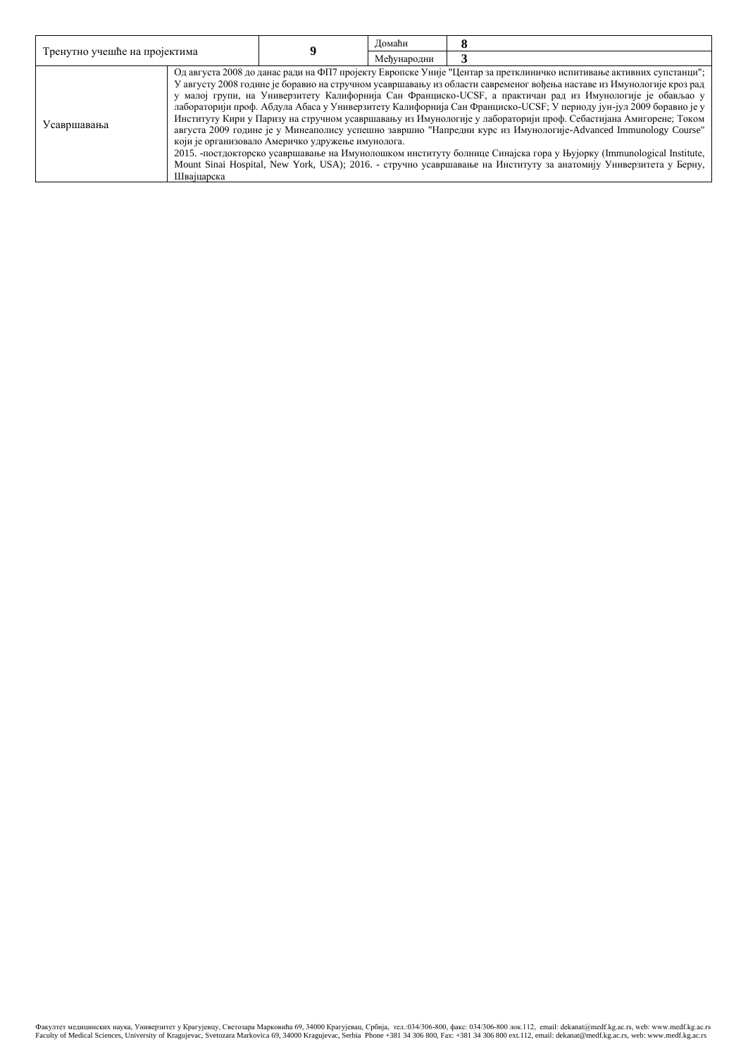| | | | | |
|---|---|---|---|---|
| Тренутно учешће на пројектима | | 9 | Домаћи | 8 |
| | | | Међународни | 3 |
| Усавршавања | Од августа 2008 до данас ради на ФП7 пројекту Европске Уније "Центар за претклиничко испитивање активних супстанци"; У августу 2008 године је боравио на стручном усавршавању из области савременог вођења наставе из Имунологије кроз рад у малој групи, на Универзитету Калифорнија Сан Франциско-UCSF, а практичан рад из Имунологије је обављао у лабораторији проф. Абдула Абаса у Универзитету Калифорнија Сан Франциско-UCSF; У периоду јун-јул 2009 боравио је у Институту Кири у Паризу на стручном усавршавању из Имунологије у лабораторији проф. Себастијана Амигорене; Током августа 2009 године је у Минеаполису успешно завршио "Напредни курс из Имунологије-Advanced Immunology Course" који је организовало Америчко удружење имунолога.<br>2015. -постдокторско усавршавање на Имунолошком институту болнице Синајска гора у Њујорку (Immunological Institute, Mount Sinai Hospital, New York, USA); 2016. - стручно усавршавање на Институту за анатомију Универзитета у Берну, Швајцарска | | | |